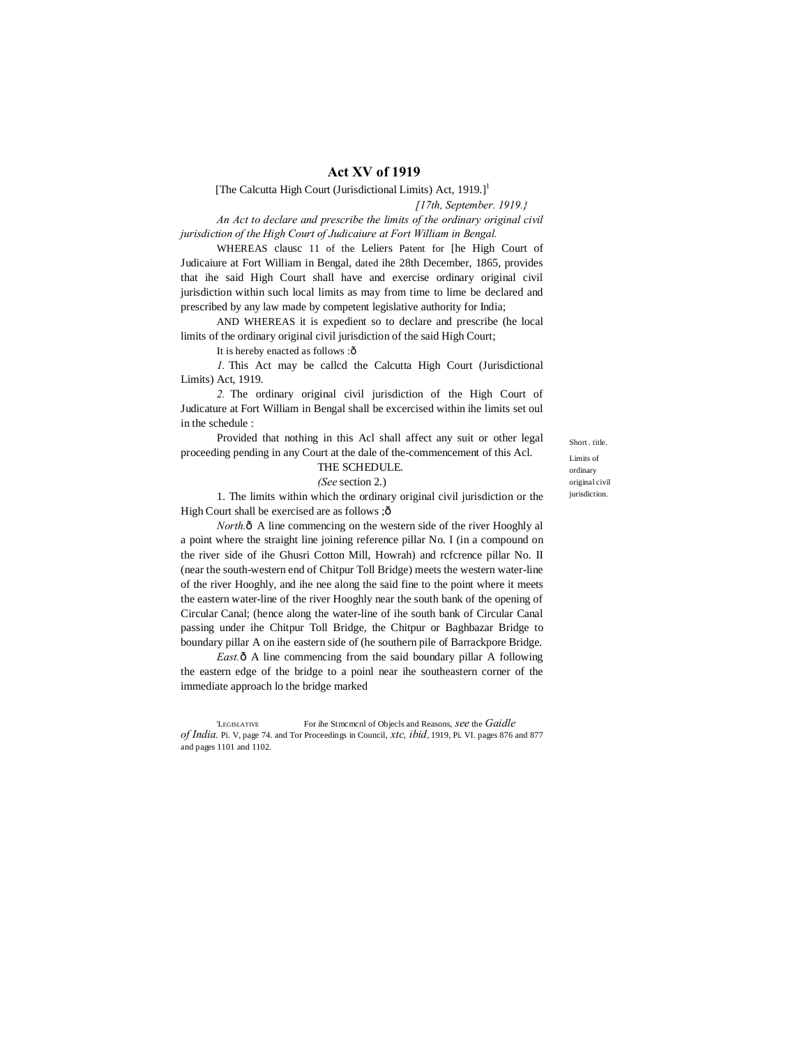# Act XV of 1919

[The Calcutta High Court (Jurisdictional Limits) Act, 1919.][1]

*[17th, September. 1919.}*

*An Act to declare and prescribe the limits of the ordinary original civil jurisdiction of the High Court of Judicaiure at Fort William in Bengal.*

WHEREAS clausc 11 of the Leliers Patent for [he High Court of Judicaiure at Fort William in Bengal, dated ihe 28th December, 1865, provides that ihe said High Court shall have and exercise ordinary original civil jurisdiction within such local limits as may from time to lime be declared and prescribed by any law made by competent legislative authority for India;

AND WHEREAS it is expedient so to declare and prescribe (he local limits of the ordinary original civil jurisdiction of the said High Court;

It is hereby enacted as follows :ô

Short . title.

*1.* This Act may be callcd the Calcutta High Court (Jurisdictional Limits) Act, 1919.

Limits of ordinary original civil jurisdiction.

*2.* The ordinary original civil jurisdiction of the High Court of Judicature at Fort William in Bengal shall be excercised within ihe limits set oul in the schedule :

Provided that nothing in this Acl shall affect any suit or other legal proceeding pending in any Court at the dale of the-commencement of this Acl.

THE SCHEDULE.

*(See* section 2.)

1. The limits within which the ordinary original civil jurisdiction or the High Court shall be exercised are as follows ;ô

*North.*ô A line commencing on the western side of the river Hooghly al a point where the straight line joining reference pillar No. I (in a compound on the river side of ihe Ghusri Cotton Mill, Howrah) and rcfcrence pillar No. II (near the south-western end of Chitpur Toll Bridge) meets the western water-line of the river Hooghly, and ihe nee along the said fine to the point where it meets the eastern water-line of the river Hooghly near the south bank of the opening of Circular Canal; (hence along the water-line of ihe south bank of Circular Canal passing under ihe Chitpur Toll Bridge, the Chitpur or Baghbazar Bridge to boundary pillar A on ihe eastern side of (he southern pile of Barrackpore Bridge.

*East.*ô A line commencing from the said boundary pillar A following the eastern edge of the bridge to a poinl near ihe southeastern corner of the immediate approach lo the bridge marked

---

[1] LEGISLATIVE For ihe Stmcmcnl of Objecls and Reasons, *see* the *Gaidle of India.* Pi. V, page 74. and Tor Proceedings in Council, *xtc, ibid*, 1919, Pi. VI. pages 876 and 877 and pages 1101 and 1102.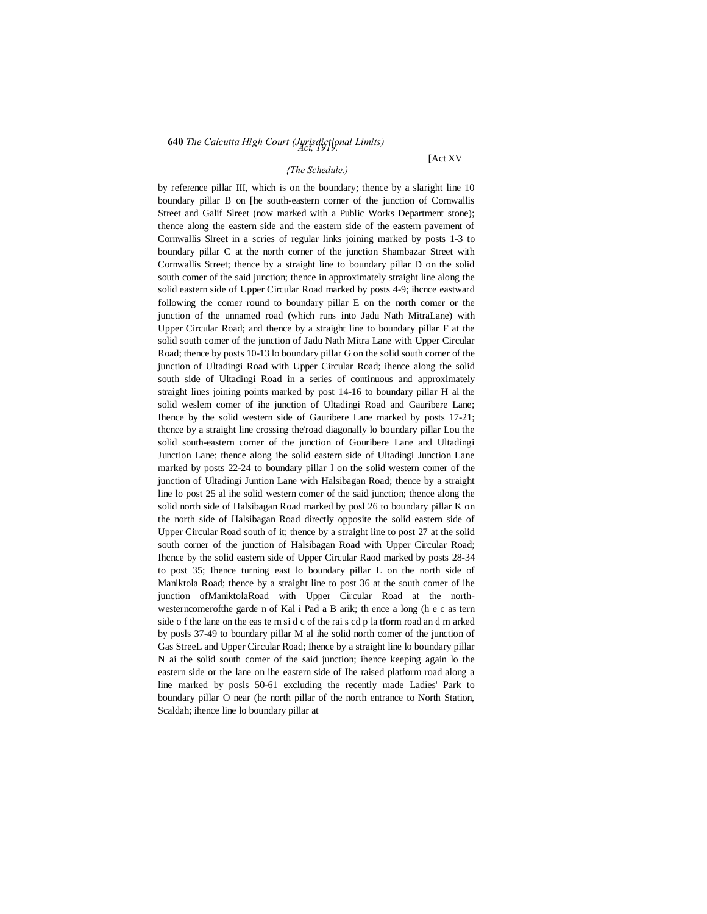*(The Schedule.)*

by reference pillar III, which is on the boundary; thence by a slaright line 10 boundary pillar B on [he south-eastern corner of the junction of Cornwallis Street and Galif Slreet (now marked with a Public Works Department stone); thence along the eastern side and the eastern side of the eastern pavement of Cornwallis Slreet in a scries of regular links joining marked by posts 1-3 to boundary pillar C at the north corner of the junction Shambazar Street with Cornwallis Street; thence by a straight line to boundary pillar D on the solid south comer of the said junction; thence in approximately straight line along the solid eastern side of Upper Circular Road marked by posts 4-9; ihcnce eastward following the comer round to boundary pillar E on the north comer or the junction of the unnamed road (which runs into Jadu Nath MitraLane) with Upper Circular Road; and thence by a straight line to boundary pillar F at the solid south comer of the junction of Jadu Nath Mitra Lane with Upper Circular Road; thence by posts 10-13 lo boundary pillar G on the solid south comer of the junction of Ultadingi Road with Upper Circular Road; ihence along the solid south side of Ultadingi Road in a series of continuous and approximately straight lines joining points marked by post 14-16 to boundary pillar H al the solid weslem comer of ihe junction of Ultadingi Road and Gauribere Lane; Ihence by the solid western side of Gauribere Lane marked by posts 17-21; thcnce by a straight line crossing the'road diagonally lo boundary pillar Lou the solid south-eastern comer of the junction of Gouribere Lane and Ultadingi Junction Lane; thence along ihe solid eastern side of Ultadingi Junction Lane marked by posts 22-24 to boundary pillar I on the solid western comer of the junction of Ultadingi Juntion Lane with Halsibagan Road; thence by a straight line lo post 25 al ihe solid western comer of the said junction; thence along the solid north side of Halsibagan Road marked by posl 26 to boundary pillar K on the north side of Halsibagan Road directly opposite the solid eastern side of Upper Circular Road south of it; thence by a straight line to post 27 at the solid south corner of the junction of Halsibagan Road with Upper Circular Road; Ihcnce by the solid eastern side of Upper Circular Raod marked by posts 28-34 to post 35; Ihence turning east lo boundary pillar L on the north side of Maniktola Road; thence by a straight line to post 36 at the south comer of ihe junction ofManiktolaRoad with Upper Circular Road at the north-westerncomerofthe garde n of Kal i Pad a B arik; th ence a long (h e c as tern side o f the lane on the eas te m si d c of the rai s cd p la tform road an d m arked by posls 37-49 to boundary pillar M al ihe solid north comer of the junction of Gas StreeL and Upper Circular Road; Ihence by a straight line lo boundary pillar N ai the solid south comer of the said junction; ihence keeping again lo the eastern side or the lane on ihe eastern side of Ihe raised platform road along a line marked by posls 50-61 excluding the recently made Ladies' Park to boundary pillar O near (he north pillar of the north entrance to North Station, Scaldah; ihence line lo boundary pillar at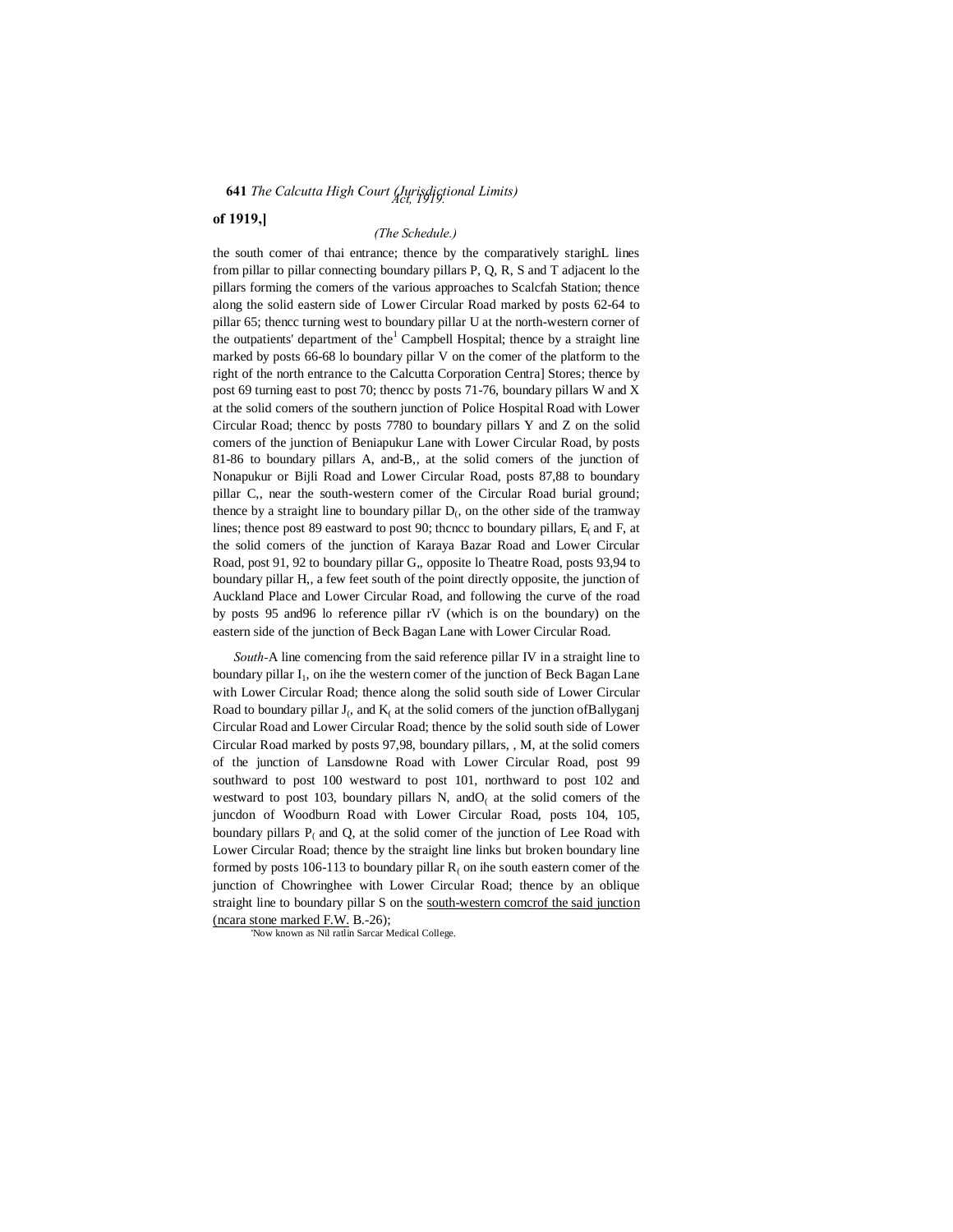*(The Schedule.)*

the south comer of thai entrance; thence by the comparatively starighL lines from pillar to pillar connecting boundary pillars P, Q, R, S and T adjacent lo the pillars forming the comers of the various approaches to Scalcfah Station; thence along the solid eastern side of Lower Circular Road marked by posts 62-64 to pillar 65; thencc turning west to boundary pillar U at the north-western corner of the outpatients' department of the[1] Campbell Hospital; thence by a straight line marked by posts 66-68 lo boundary pillar V on the comer of the platform to the right of the north entrance to the Calcutta Corporation Centra] Stores; thence by post 69 turning east to post 70; thencc by posts 71-76, boundary pillars W and X at the solid comers of the southern junction of Police Hospital Road with Lower Circular Road; thencc by posts 7780 to boundary pillars Y and Z on the solid comers of the junction of Beniapukur Lane with Lower Circular Road, by posts 81-86 to boundary pillars A, and-B,, at the solid comers of the junction of Nonapukur or Bijli Road and Lower Circular Road, posts 87,88 to boundary pillar C,, near the south-western comer of the Circular Road burial ground; thence by a straight line to boundary pillar $D_($, on the other side of the tramway lines; thence post 89 eastward to post 90; thcncc to boundary pillars, $E_($ and F, at the solid comers of the junction of Karaya Bazar Road and Lower Circular Road, post 91, 92 to boundary pillar G,, opposite lo Theatre Road, posts 93,94 to boundary pillar H,, a few feet south of the point directly opposite, the junction of Auckland Place and Lower Circular Road, and following the curve of the road by posts 95 and96 lo reference pillar rV (which is on the boundary) on the eastern side of the junction of Beck Bagan Lane with Lower Circular Road.

*South*-A line comencing from the said reference pillar IV in a straight line to boundary pillar $I_1$, on ihe the western comer of the junction of Beck Bagan Lane with Lower Circular Road; thence along the solid south side of Lower Circular Road to boundary pillar $J_($, and $K_($ at the solid comers of the junction ofBallyganj Circular Road and Lower Circular Road; thence by the solid south side of Lower Circular Road marked by posts 97,98, boundary pillars, , M, at the solid comers of the junction of Lansdowne Road with Lower Circular Road, post 99 southward to post 100 westward to post 101, northward to post 102 and westward to post 103, boundary pillars N, and$O_($ at the solid comers of the juncdon of Woodburn Road with Lower Circular Road, posts 104, 105, boundary pillars $P_($ and Q, at the solid comer of the junction of Lee Road with Lower Circular Road; thence by the straight line links but broken boundary line formed by posts 106-113 to boundary pillar $R_($ on ihe south eastern comer of the junction of Chowringhee with Lower Circular Road; thence by an oblique straight line to boundary pillar S on the south-western comcrof the said junction (ncara stone marked F.W. B.-26);

[1]Now known as Nil ratlin Sarcar Medical College.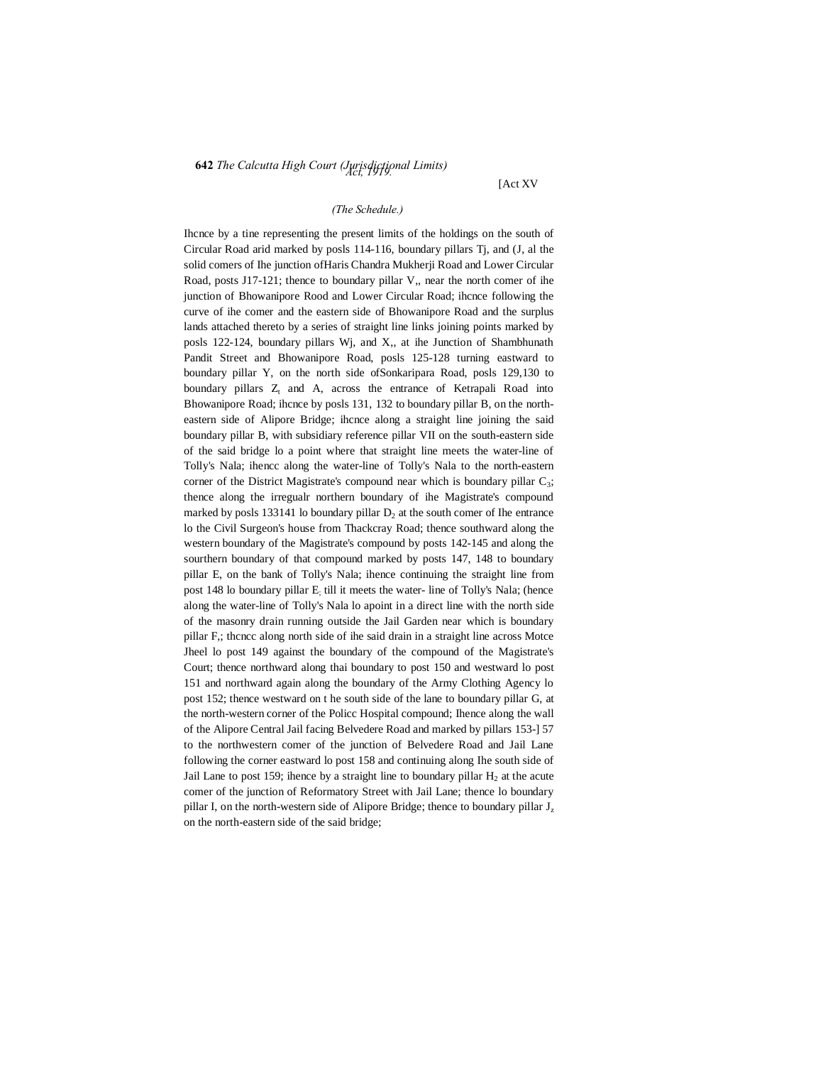*(The Schedule.)*

Ihcnce by a tine representing the present limits of the holdings on the south of Circular Road arid marked by posls 114-116, boundary pillars Tj, and (J, al the solid comers of Ihe junction ofHaris Chandra Mukherji Road and Lower Circular Road, posts J17-121; thence to boundary pillar V,, near the north comer of ihe junction of Bhowanipore Rood and Lower Circular Road; ihcnce following the curve of ihe comer and the eastern side of Bhowanipore Road and the surplus lands attached thereto by a series of straight line links joining points marked by posls 122-124, boundary pillars Wj, and X,, at ihe Junction of Shambhunath Pandit Street and Bhowanipore Road, posls 125-128 turning eastward to boundary pillar Y, on the north side ofSonkaripara Road, posls 129,130 to boundary pillars $Z_t$ and A, across the entrance of Ketrapali Road into Bhowanipore Road; ihcnce by posls 131, 132 to boundary pillar B, on the north-eastern side of Alipore Bridge; ihcnce along a straight line joining the said boundary pillar B, with subsidiary reference pillar VII on the south-eastern side of the said bridge lo a point where that straight line meets the water-line of Tolly's Nala; ihencc along the water-line of Tolly's Nala to the north-eastern corner of the District Magistrate's compound near which is boundary pillar $C_3$; thence along the irregualr northern boundary of ihe Magistrate's compound marked by posls 133141 lo boundary pillar $D_2$ at the south comer of Ihe entrance lo the Civil Surgeon's house from Thackcray Road; thence southward along the western boundary of the Magistrate's compound by posts 142-145 and along the sourthern boundary of that compound marked by posts 147, 148 to boundary pillar E, on the bank of Tolly's Nala; ihence continuing the straight line from post 148 lo boundary pillar $E_;$ till it meets the water- line of Tolly's Nala; (hence along the water-line of Tolly's Nala lo apoint in a direct line with the north side of the masonry drain running outside the Jail Garden near which is boundary pillar F,; thcncc along north side of ihe said drain in a straight line across Motce Jheel lo post 149 against the boundary of the compound of the Magistrate's Court; thence northward along thai boundary to post 150 and westward lo post 151 and northward again along the boundary of the Army Clothing Agency lo post 152; thence westward on t he south side of the lane to boundary pillar G, at the north-western corner of the Policc Hospital compound; Ihence along the wall of the Alipore Central Jail facing Belvedere Road and marked by pillars 153-] 57 to the northwestern comer of the junction of Belvedere Road and Jail Lane following the corner eastward lo post 158 and continuing along Ihe south side of Jail Lane to post 159; ihence by a straight line to boundary pillar $H_2$ at the acute comer of the junction of Reformatory Street with Jail Lane; thence lo boundary pillar I, on the north-western side of Alipore Bridge; thence to boundary pillar $J_z$ on the north-eastern side of the said bridge;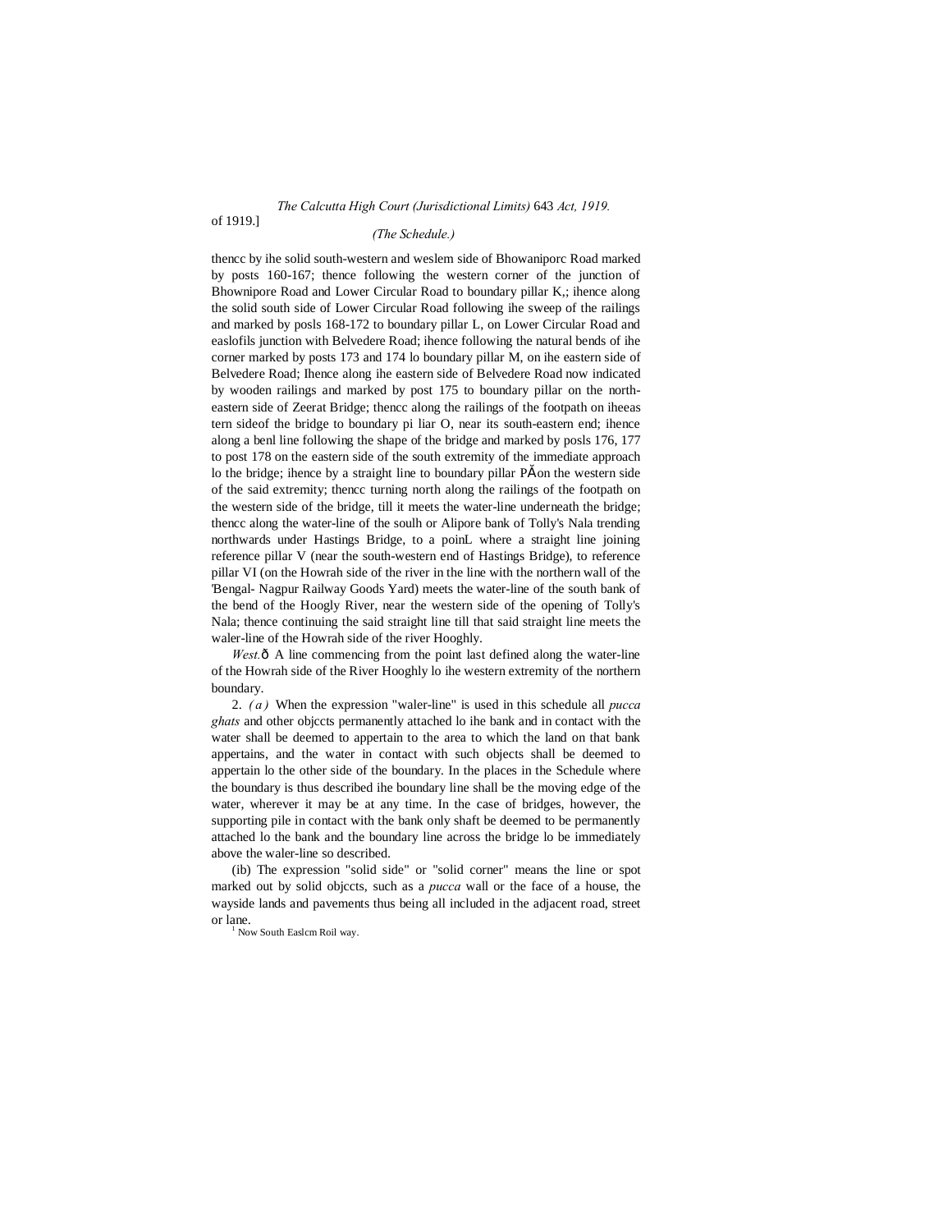*(The Schedule.)*

thencc by ihe solid south-western and weslem side of Bhowaniporc Road marked by posts 160-167; thence following the western corner of the junction of Bhownipore Road and Lower Circular Road to boundary pillar K,; ihence along the solid south side of Lower Circular Road following ihe sweep of the railings and marked by posls 168-172 to boundary pillar L, on Lower Circular Road and easlofils junction with Belvedere Road; ihence following the natural bends of ihe corner marked by posts 173 and 174 lo boundary pillar M, on ihe eastern side of Belvedere Road; Ihence along ihe eastern side of Belvedere Road now indicated by wooden railings and marked by post 175 to boundary pillar on the north-eastern side of Zeerat Bridge; thencc along the railings of the footpath on iheeas tern sideof the bridge to boundary pi liar O, near its south-eastern end; ihence along a benl line following the shape of the bridge and marked by posls 176, 177 to post 178 on the eastern side of the south extremity of the immediate approach lo the bridge; ihence by a straight line to boundary pillar PĂon the western side of the said extremity; thencc turning north along the railings of the footpath on the western side of the bridge, till it meets the water-line underneath the bridge; thencc along the water-line of the soulh or Alipore bank of Tolly's Nala trending northwards under Hastings Bridge, to a poinL where a straight line joining reference pillar V (near the south-western end of Hastings Bridge), to reference pillar VI (on the Howrah side of the river in the line with the northern wall of the 'Bengal- Nagpur Railway Goods Yard) meets the water-line of the south bank of the bend of the Hoogly River, near the western side of the opening of Tolly's Nala; thence continuing the said straight line till that said straight line meets the waler-line of the Howrah side of the river Hooghly.

*West.*ô A line commencing from the point last defined along the water-line of the Howrah side of the River Hooghly lo ihe western extremity of the northern boundary.

2. *(a)* When the expression "waler-line" is used in this schedule all *pucca ghats* and other objccts permanently attached lo ihe bank and in contact with the water shall be deemed to appertain to the area to which the land on that bank appertains, and the water in contact with such objects shall be deemed to appertain lo the other side of the boundary. In the places in the Schedule where the boundary is thus described ihe boundary line shall be the moving edge of the water, wherever it may be at any time. In the case of bridges, however, the supporting pile in contact with the bank only shaft be deemed to be permanently attached lo the bank and the boundary line across the bridge lo be immediately above the waler-line so described.

(ib) The expression "solid side" or "solid corner" means the line or spot marked out by solid objccts, such as a *pucca* wall or the face of a house, the wayside lands and pavements thus being all included in the adjacent road, street or lane.

[1] Now South Easlcm Roil way.